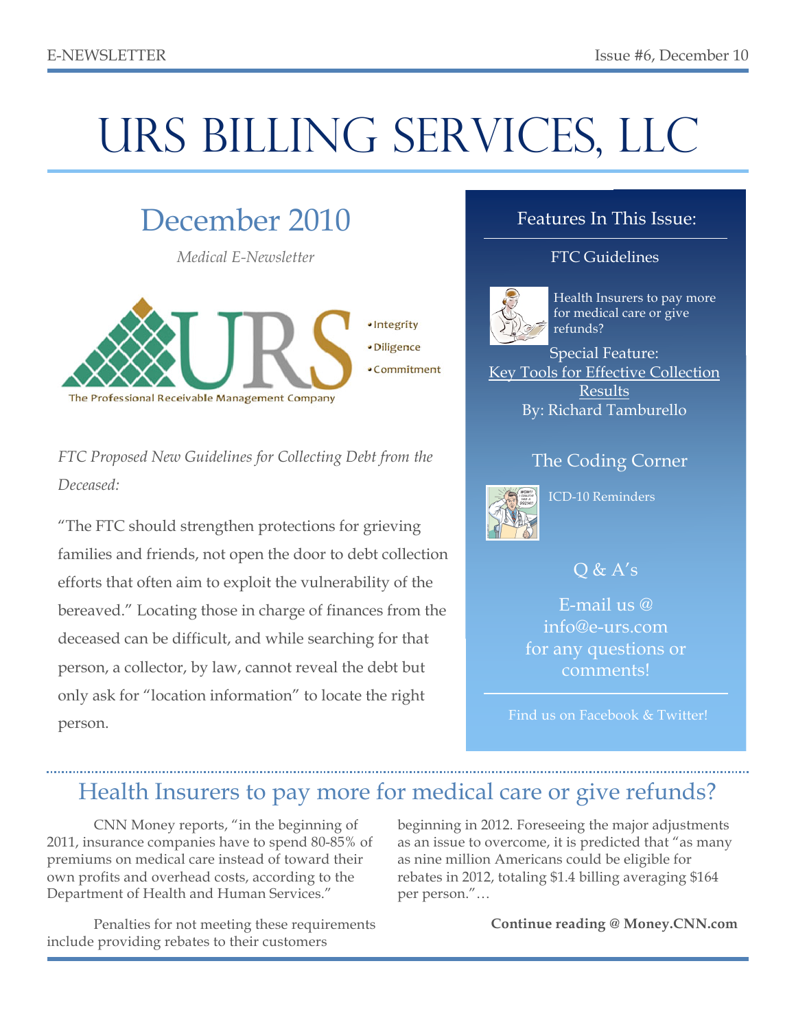E-NEWSLETTER — Issue #6, December 10

# URS BILLING SERVICES, LLC

## December 2010

*Medical E-Newsletter*

URS

- Integrity
- Diligence
- Commitment

The Professional Receivable Management Company

*FTC Proposed New Guidelines for Collecting Debt from the Deceased:*

"The FTC should strengthen protections for grieving families and friends, not open the door to debt collection efforts that often aim to exploit the vulnerability of the bereaved." Locating those in charge of finances from the deceased can be difficult, and while searching for that person, a collector, by law, cannot reveal the debt but only ask for "location information" to locate the right person.

### Features In This Issue:

FTC Guidelines

Health Insurers to pay more for medical care or give refunds?

Special Feature:
Key Tools for Effective Collection Results
By: Richard Tamburello

The Coding Corner

ICD-10 Reminders

Q & A's

E-mail us @ info@e-urs.com for any questions or comments!

Find us on Facebook & Twitter!

## Health Insurers to pay more for medical care or give refunds?

CNN Money reports, "in the beginning of 2011, insurance companies have to spend 80-85% of premiums on medical care instead of toward their own profits and overhead costs, according to the Department of Health and Human Services."

Penalties for not meeting these requirements include providing rebates to their customers beginning in 2012. Foreseeing the major adjustments as an issue to overcome, it is predicted that "as many as nine million Americans could be eligible for rebates in 2012, totaling $1.4 billing averaging $164 per person."…

**Continue reading @ Money.CNN.com**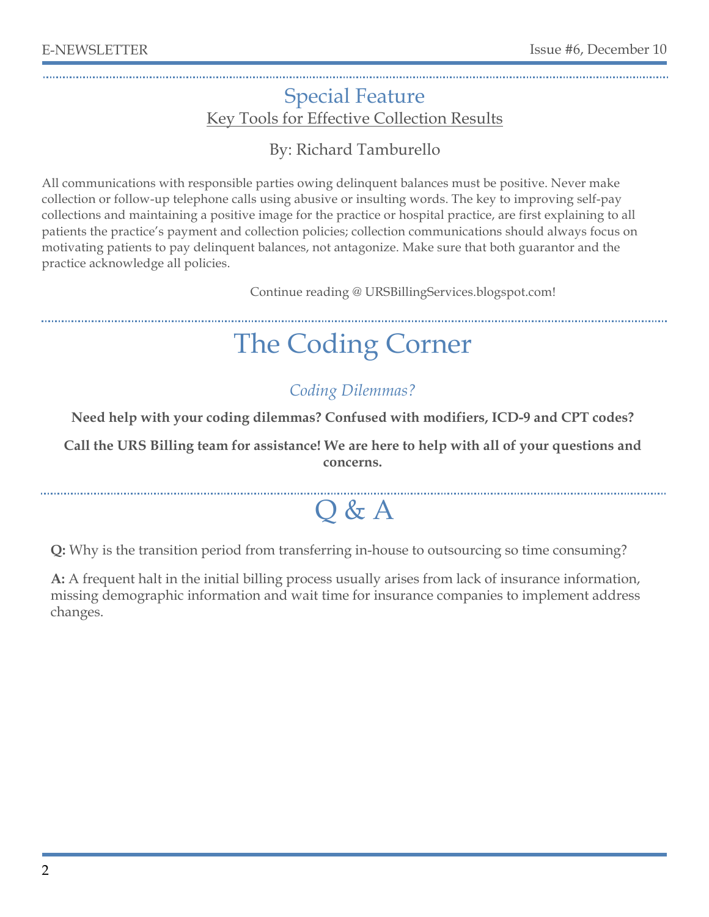## Special Feature

Key Tools for Effective Collection Results

By: Richard Tamburello

All communications with responsible parties owing delinquent balances must be positive. Never make collection or follow-up telephone calls using abusive or insulting words. The key to improving self-pay collections and maintaining a positive image for the practice or hospital practice, are first explaining to all patients the practice's payment and collection policies; collection communications should always focus on motivating patients to pay delinquent balances, not antagonize. Make sure that both guarantor and the practice acknowledge all policies.

Continue reading @ URSBillingServices.blogspot.com!

# The Coding Corner

### *Coding Dilemmas?*

**Need help with your coding dilemmas? Confused with modifiers, ICD-9 and CPT codes?**

**Call the URS Billing team for assistance! We are here to help with all of your questions and concerns.**

# Q & A

**Q:** Why is the transition period from transferring in-house to outsourcing so time consuming?

**A:** A frequent halt in the initial billing process usually arises from lack of insurance information, missing demographic information and wait time for insurance companies to implement address changes.